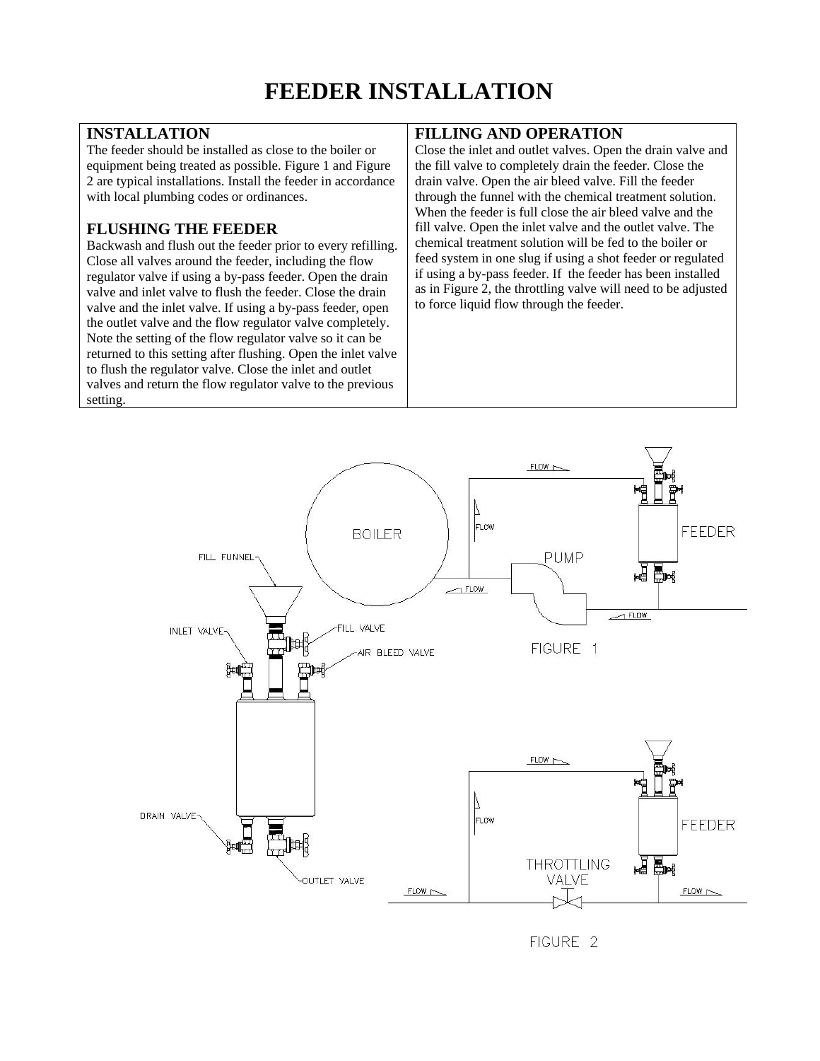# FEEDER INSTALLATION

## INSTALLATION

The feeder should be installed as close to the boiler or equipment being treated as possible. Figure 1 and Figure 2 are typical installations. Install the feeder in accordance with local plumbing codes or ordinances.

## FLUSHING THE FEEDER

Backwash and flush out the feeder prior to every refilling. Close all valves around the feeder, including the flow regulator valve if using a by-pass feeder. Open the drain valve and inlet valve to flush the feeder. Close the drain valve and the inlet valve. If using a by-pass feeder, open the outlet valve and the flow regulator valve completely. Note the setting of the flow regulator valve so it can be returned to this setting after flushing. Open the inlet valve to flush the regulator valve. Close the inlet and outlet valves and return the flow regulator valve to the previous setting.

## FILLING AND OPERATION

Close the inlet and outlet valves. Open the drain valve and the fill valve to completely drain the feeder. Close the drain valve. Open the air bleed valve. Fill the feeder through the funnel with the chemical treatment solution. When the feeder is full close the air bleed valve and the fill valve. Open the inlet valve and the outlet valve. The chemical treatment solution will be fed to the boiler or feed system in one slug if using a shot feeder or regulated if using a by-pass feeder. If the feeder has been installed as in Figure 2, the throttling valve will need to be adjusted to force liquid flow through the feeder.

FILL FUNNEL, INLET VALVE, FILL VALVE, AIR BLEED VALVE, DRAIN VALVE, OUTLET VALVE

BOILER, PUMP, FEEDER, FLOW

FIGURE 1

THROTTLING VALVE, FEEDER, FLOW

FIGURE 2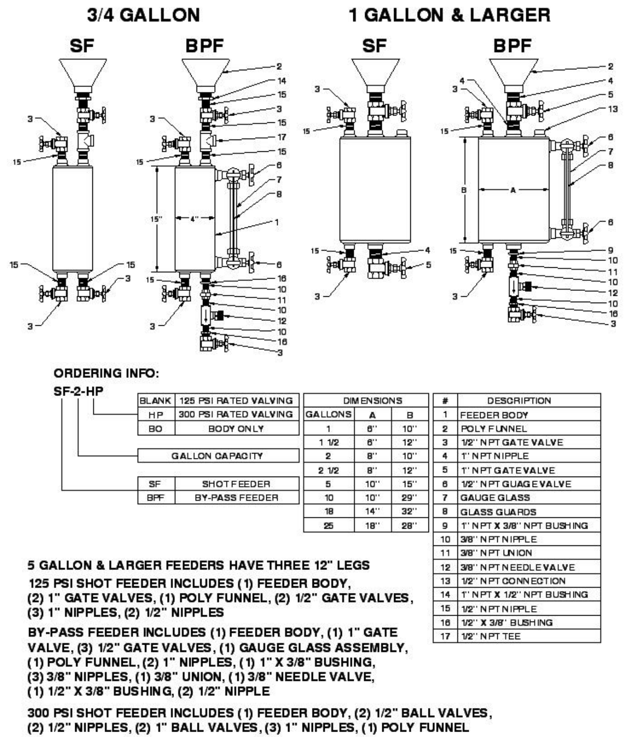# 3/4 GALLON

## SF

## BPF

# 1 GALLON & LARGER

## SF

## BPF

15"
4"
B
A

**ORDERING INFO:**

**SF-2-HP**

| | |
|---|---|
| BLANK | 125 PSI RATED VALVING |
| HP | 300 PSI RATED VALVING |
| BO | BODY ONLY |
| | GALLON CAPACITY |
| SF | SHOT FEEDER |
| BPF | BY-PASS FEEDER |

| DIMENSIONS | | |
|---|---|---|
| GALLONS | A | B |
| 1 | 6" | 10" |
| 1 1/2 | 6" | 12" |
| 2 | 8" | 10" |
| 2 1/2 | 8" | 12" |
| 5 | 10" | 15" |
| 10 | 10" | 29" |
| 18 | 14" | 32" |
| 25 | 18" | 28" |

| # | DESCRIPTION |
|---|---|
| 1 | FEEDER BODY |
| 2 | POLY FUNNEL |
| 3 | 1/2" NPT GATE VALVE |
| 4 | 1" NPT NIPPLE |
| 5 | 1" NPT GATE VALVE |
| 6 | 1/2" NPT GUAGE VALVE |
| 7 | GAUGE GLASS |
| 8 | GLASS GUARDS |
| 9 | 1" NPT X 3/8" NPT BUSHING |
| 10 | 3/8" NPT NIPPLE |
| 11 | 3/8" NPT UNION |
| 12 | 3/8" NPT NEEDLE VALVE |
| 13 | 1/2" NPT CONNECTION |
| 14 | 1" NPT X 1/2" NPT BUSHING |
| 15 | 1/2" NPT NIPPLE |
| 16 | 1/2" X 3/8" BUSHING |
| 17 | 1/2" NPT TEE |

**5 GALLON & LARGER FEEDERS HAVE THREE 12" LEGS**

**125 PSI SHOT FEEDER INCLUDES (1) FEEDER BODY, (2) 1" GATE VALVES, (1) POLY FUNNEL, (2) 1/2" GATE VALVES, (3) 1" NIPPLES, (2) 1/2" NIPPLES**

**BY-PASS FEEDER INCLUDES (1) FEEDER BODY, (1) 1" GATE VALVE, (3) 1/2" GATE VALVES, (1) GAUGE GLASS ASSEMBLY, (1) POLY FUNNEL, (2) 1" NIPPLES, (1) 1" X 3/8" BUSHING, (3) 3/8" NIPPLES, (1) 3/8" UNION, (1) 3/8" NEEDLE VALVE, (1) 1/2" X 3/8" BUSHING, (2) 1/2" NIPPLE**

**300 PSI SHOT FEEDER INCLUDES (1) FEEDER BODY, (2) 1/2" BALL VALVES, (2) 1/2" NIPPLES, (2) 1" BALL VALVES, (3) 1" NIPPLES, (1) POLY FUNNEL**